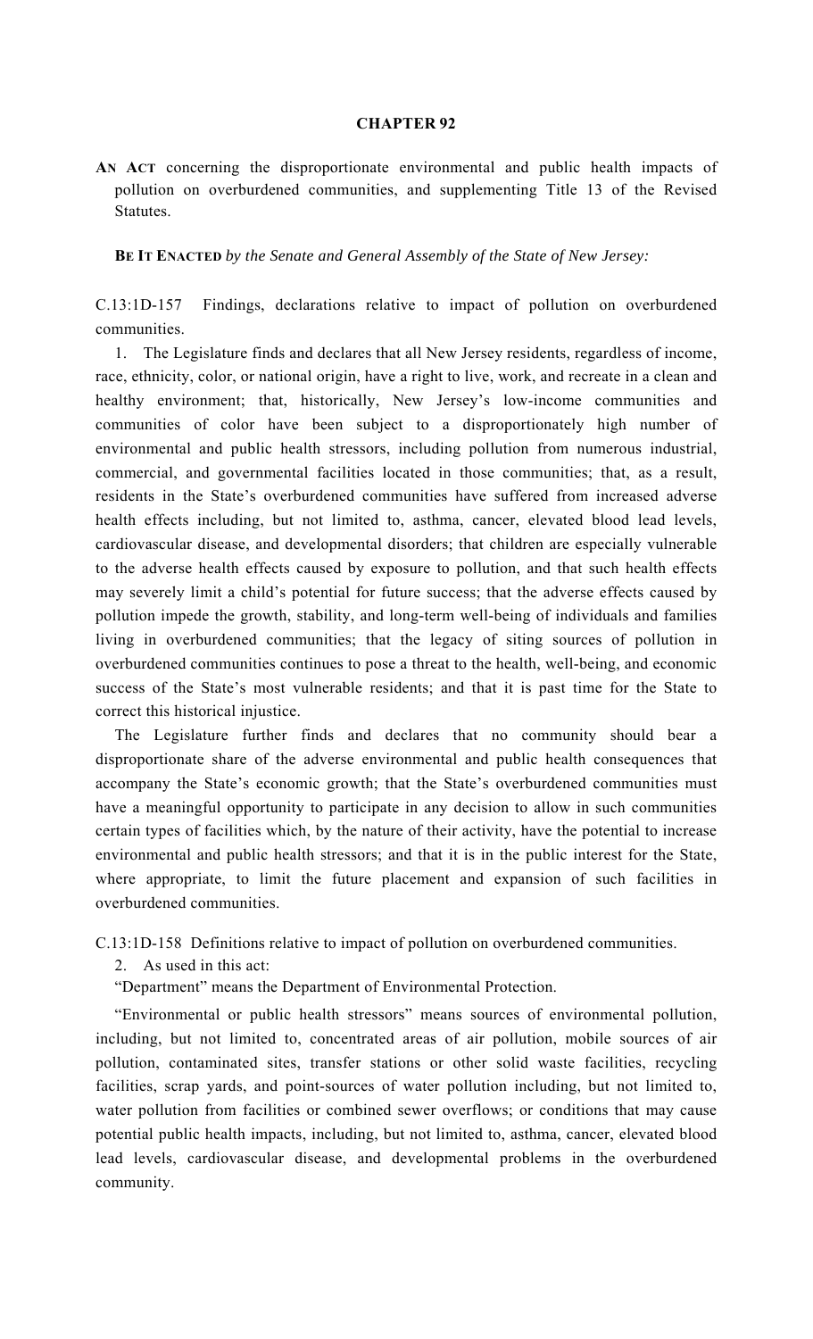# CHAPTER 92

**AN ACT** concerning the disproportionate environmental and public health impacts of pollution on overburdened communities, and supplementing Title 13 of the Revised Statutes.

**BE IT ENACTED** *by the Senate and General Assembly of the State of New Jersey:*

C.13:1D-157 Findings, declarations relative to impact of pollution on overburdened communities.

1. The Legislature finds and declares that all New Jersey residents, regardless of income, race, ethnicity, color, or national origin, have a right to live, work, and recreate in a clean and healthy environment; that, historically, New Jersey's low-income communities and communities of color have been subject to a disproportionately high number of environmental and public health stressors, including pollution from numerous industrial, commercial, and governmental facilities located in those communities; that, as a result, residents in the State's overburdened communities have suffered from increased adverse health effects including, but not limited to, asthma, cancer, elevated blood lead levels, cardiovascular disease, and developmental disorders; that children are especially vulnerable to the adverse health effects caused by exposure to pollution, and that such health effects may severely limit a child's potential for future success; that the adverse effects caused by pollution impede the growth, stability, and long-term well-being of individuals and families living in overburdened communities; that the legacy of siting sources of pollution in overburdened communities continues to pose a threat to the health, well-being, and economic success of the State's most vulnerable residents; and that it is past time for the State to correct this historical injustice.

The Legislature further finds and declares that no community should bear a disproportionate share of the adverse environmental and public health consequences that accompany the State's economic growth; that the State's overburdened communities must have a meaningful opportunity to participate in any decision to allow in such communities certain types of facilities which, by the nature of their activity, have the potential to increase environmental and public health stressors; and that it is in the public interest for the State, where appropriate, to limit the future placement and expansion of such facilities in overburdened communities.

C.13:1D-158 Definitions relative to impact of pollution on overburdened communities.

2. As used in this act:

"Department" means the Department of Environmental Protection.

"Environmental or public health stressors" means sources of environmental pollution, including, but not limited to, concentrated areas of air pollution, mobile sources of air pollution, contaminated sites, transfer stations or other solid waste facilities, recycling facilities, scrap yards, and point-sources of water pollution including, but not limited to, water pollution from facilities or combined sewer overflows; or conditions that may cause potential public health impacts, including, but not limited to, asthma, cancer, elevated blood lead levels, cardiovascular disease, and developmental problems in the overburdened community.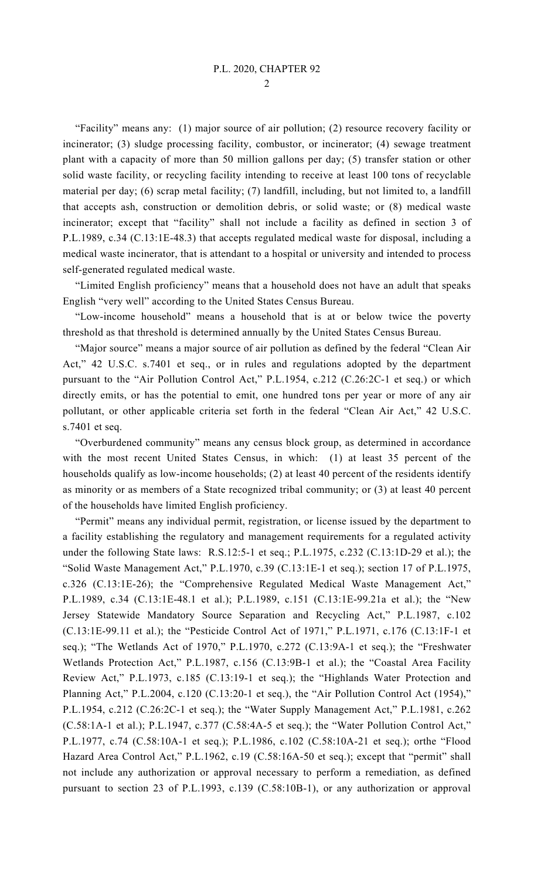"Facility" means any: (1) major source of air pollution; (2) resource recovery facility or incinerator; (3) sludge processing facility, combustor, or incinerator; (4) sewage treatment plant with a capacity of more than 50 million gallons per day; (5) transfer station or other solid waste facility, or recycling facility intending to receive at least 100 tons of recyclable material per day; (6) scrap metal facility; (7) landfill, including, but not limited to, a landfill that accepts ash, construction or demolition debris, or solid waste; or (8) medical waste incinerator; except that "facility" shall not include a facility as defined in section 3 of P.L.1989, c.34 (C.13:1E-48.3) that accepts regulated medical waste for disposal, including a medical waste incinerator, that is attendant to a hospital or university and intended to process self-generated regulated medical waste.

"Limited English proficiency" means that a household does not have an adult that speaks English "very well" according to the United States Census Bureau.

"Low-income household" means a household that is at or below twice the poverty threshold as that threshold is determined annually by the United States Census Bureau.

"Major source" means a major source of air pollution as defined by the federal "Clean Air Act," 42 U.S.C. s.7401 et seq., or in rules and regulations adopted by the department pursuant to the "Air Pollution Control Act," P.L.1954, c.212 (C.26:2C-1 et seq.) or which directly emits, or has the potential to emit, one hundred tons per year or more of any air pollutant, or other applicable criteria set forth in the federal "Clean Air Act," 42 U.S.C. s.7401 et seq.

"Overburdened community" means any census block group, as determined in accordance with the most recent United States Census, in which: (1) at least 35 percent of the households qualify as low-income households; (2) at least 40 percent of the residents identify as minority or as members of a State recognized tribal community; or (3) at least 40 percent of the households have limited English proficiency.

"Permit" means any individual permit, registration, or license issued by the department to a facility establishing the regulatory and management requirements for a regulated activity under the following State laws: R.S.12:5-1 et seq.; P.L.1975, c.232 (C.13:1D-29 et al.); the "Solid Waste Management Act," P.L.1970, c.39 (C.13:1E-1 et seq.); section 17 of P.L.1975, c.326 (C.13:1E-26); the "Comprehensive Regulated Medical Waste Management Act," P.L.1989, c.34 (C.13:1E-48.1 et al.); P.L.1989, c.151 (C.13:1E-99.21a et al.); the "New Jersey Statewide Mandatory Source Separation and Recycling Act," P.L.1987, c.102 (C.13:1E-99.11 et al.); the "Pesticide Control Act of 1971," P.L.1971, c.176 (C.13:1F-1 et seq.); "The Wetlands Act of 1970," P.L.1970, c.272 (C.13:9A-1 et seq.); the "Freshwater Wetlands Protection Act," P.L.1987, c.156 (C.13:9B-1 et al.); the "Coastal Area Facility Review Act," P.L.1973, c.185 (C.13:19-1 et seq.); the "Highlands Water Protection and Planning Act," P.L.2004, c.120 (C.13:20-1 et seq.), the "Air Pollution Control Act (1954)," P.L.1954, c.212 (C.26:2C-1 et seq.); the "Water Supply Management Act," P.L.1981, c.262 (C.58:1A-1 et al.); P.L.1947, c.377 (C.58:4A-5 et seq.); the "Water Pollution Control Act," P.L.1977, c.74 (C.58:10A-1 et seq.); P.L.1986, c.102 (C.58:10A-21 et seq.); orthe "Flood Hazard Area Control Act," P.L.1962, c.19 (C.58:16A-50 et seq.); except that "permit" shall not include any authorization or approval necessary to perform a remediation, as defined pursuant to section 23 of P.L.1993, c.139 (C.58:10B-1), or any authorization or approval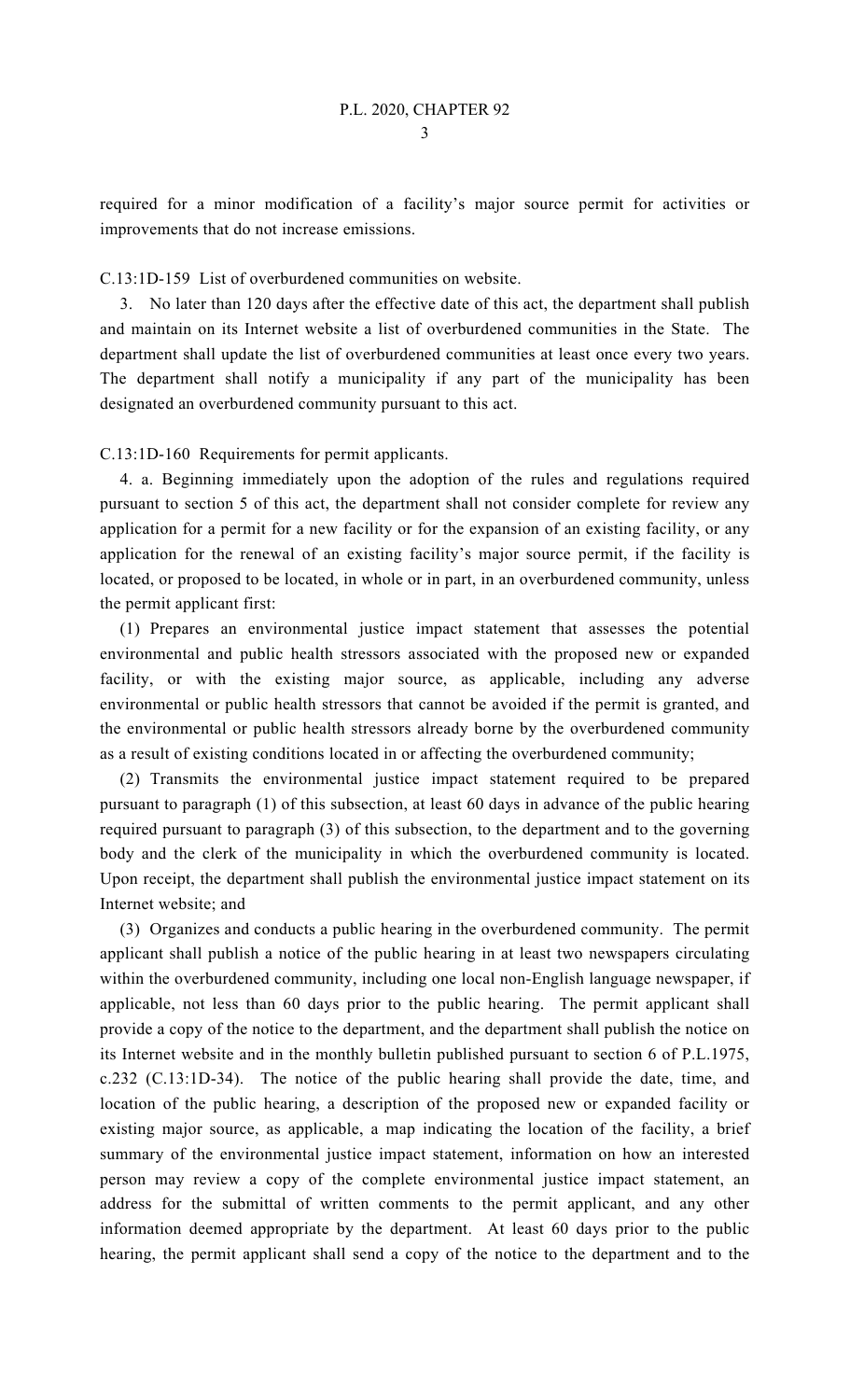required for a minor modification of a facility's major source permit for activities or improvements that do not increase emissions.

C.13:1D-159 List of overburdened communities on website.

3. No later than 120 days after the effective date of this act, the department shall publish and maintain on its Internet website a list of overburdened communities in the State. The department shall update the list of overburdened communities at least once every two years. The department shall notify a municipality if any part of the municipality has been designated an overburdened community pursuant to this act.

C.13:1D-160 Requirements for permit applicants.

4. a. Beginning immediately upon the adoption of the rules and regulations required pursuant to section 5 of this act, the department shall not consider complete for review any application for a permit for a new facility or for the expansion of an existing facility, or any application for the renewal of an existing facility's major source permit, if the facility is located, or proposed to be located, in whole or in part, in an overburdened community, unless the permit applicant first:

(1) Prepares an environmental justice impact statement that assesses the potential environmental and public health stressors associated with the proposed new or expanded facility, or with the existing major source, as applicable, including any adverse environmental or public health stressors that cannot be avoided if the permit is granted, and the environmental or public health stressors already borne by the overburdened community as a result of existing conditions located in or affecting the overburdened community;

(2) Transmits the environmental justice impact statement required to be prepared pursuant to paragraph (1) of this subsection, at least 60 days in advance of the public hearing required pursuant to paragraph (3) of this subsection, to the department and to the governing body and the clerk of the municipality in which the overburdened community is located. Upon receipt, the department shall publish the environmental justice impact statement on its Internet website; and

(3) Organizes and conducts a public hearing in the overburdened community. The permit applicant shall publish a notice of the public hearing in at least two newspapers circulating within the overburdened community, including one local non-English language newspaper, if applicable, not less than 60 days prior to the public hearing. The permit applicant shall provide a copy of the notice to the department, and the department shall publish the notice on its Internet website and in the monthly bulletin published pursuant to section 6 of P.L.1975, c.232 (C.13:1D-34). The notice of the public hearing shall provide the date, time, and location of the public hearing, a description of the proposed new or expanded facility or existing major source, as applicable, a map indicating the location of the facility, a brief summary of the environmental justice impact statement, information on how an interested person may review a copy of the complete environmental justice impact statement, an address for the submittal of written comments to the permit applicant, and any other information deemed appropriate by the department. At least 60 days prior to the public hearing, the permit applicant shall send a copy of the notice to the department and to the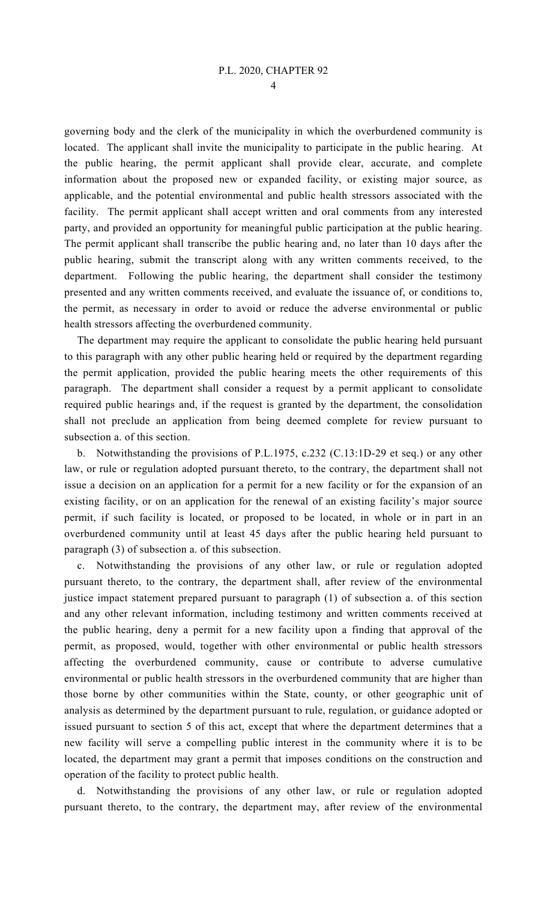governing body and the clerk of the municipality in which the overburdened community is located. The applicant shall invite the municipality to participate in the public hearing. At the public hearing, the permit applicant shall provide clear, accurate, and complete information about the proposed new or expanded facility, or existing major source, as applicable, and the potential environmental and public health stressors associated with the facility. The permit applicant shall accept written and oral comments from any interested party, and provided an opportunity for meaningful public participation at the public hearing. The permit applicant shall transcribe the public hearing and, no later than 10 days after the public hearing, submit the transcript along with any written comments received, to the department. Following the public hearing, the department shall consider the testimony presented and any written comments received, and evaluate the issuance of, or conditions to, the permit, as necessary in order to avoid or reduce the adverse environmental or public health stressors affecting the overburdened community.

The department may require the applicant to consolidate the public hearing held pursuant to this paragraph with any other public hearing held or required by the department regarding the permit application, provided the public hearing meets the other requirements of this paragraph. The department shall consider a request by a permit applicant to consolidate required public hearings and, if the request is granted by the department, the consolidation shall not preclude an application from being deemed complete for review pursuant to subsection a. of this section.

b. Notwithstanding the provisions of P.L.1975, c.232 (C.13:1D-29 et seq.) or any other law, or rule or regulation adopted pursuant thereto, to the contrary, the department shall not issue a decision on an application for a permit for a new facility or for the expansion of an existing facility, or on an application for the renewal of an existing facility's major source permit, if such facility is located, or proposed to be located, in whole or in part in an overburdened community until at least 45 days after the public hearing held pursuant to paragraph (3) of subsection a. of this subsection.

c. Notwithstanding the provisions of any other law, or rule or regulation adopted pursuant thereto, to the contrary, the department shall, after review of the environmental justice impact statement prepared pursuant to paragraph (1) of subsection a. of this section and any other relevant information, including testimony and written comments received at the public hearing, deny a permit for a new facility upon a finding that approval of the permit, as proposed, would, together with other environmental or public health stressors affecting the overburdened community, cause or contribute to adverse cumulative environmental or public health stressors in the overburdened community that are higher than those borne by other communities within the State, county, or other geographic unit of analysis as determined by the department pursuant to rule, regulation, or guidance adopted or issued pursuant to section 5 of this act, except that where the department determines that a new facility will serve a compelling public interest in the community where it is to be located, the department may grant a permit that imposes conditions on the construction and operation of the facility to protect public health.

d. Notwithstanding the provisions of any other law, or rule or regulation adopted pursuant thereto, to the contrary, the department may, after review of the environmental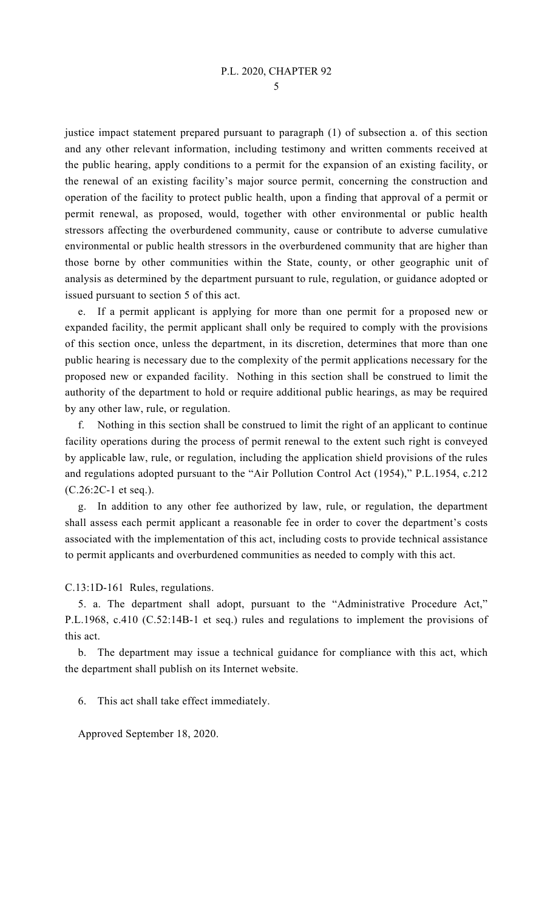justice impact statement prepared pursuant to paragraph (1) of subsection a. of this section and any other relevant information, including testimony and written comments received at the public hearing, apply conditions to a permit for the expansion of an existing facility, or the renewal of an existing facility's major source permit, concerning the construction and operation of the facility to protect public health, upon a finding that approval of a permit or permit renewal, as proposed, would, together with other environmental or public health stressors affecting the overburdened community, cause or contribute to adverse cumulative environmental or public health stressors in the overburdened community that are higher than those borne by other communities within the State, county, or other geographic unit of analysis as determined by the department pursuant to rule, regulation, or guidance adopted or issued pursuant to section 5 of this act.

e. If a permit applicant is applying for more than one permit for a proposed new or expanded facility, the permit applicant shall only be required to comply with the provisions of this section once, unless the department, in its discretion, determines that more than one public hearing is necessary due to the complexity of the permit applications necessary for the proposed new or expanded facility. Nothing in this section shall be construed to limit the authority of the department to hold or require additional public hearings, as may be required by any other law, rule, or regulation.

f. Nothing in this section shall be construed to limit the right of an applicant to continue facility operations during the process of permit renewal to the extent such right is conveyed by applicable law, rule, or regulation, including the application shield provisions of the rules and regulations adopted pursuant to the "Air Pollution Control Act (1954)," P.L.1954, c.212 (C.26:2C-1 et seq.).

g. In addition to any other fee authorized by law, rule, or regulation, the department shall assess each permit applicant a reasonable fee in order to cover the department's costs associated with the implementation of this act, including costs to provide technical assistance to permit applicants and overburdened communities as needed to comply with this act.

C.13:1D-161 Rules, regulations.

5. a. The department shall adopt, pursuant to the "Administrative Procedure Act," P.L.1968, c.410 (C.52:14B-1 et seq.) rules and regulations to implement the provisions of this act.

b. The department may issue a technical guidance for compliance with this act, which the department shall publish on its Internet website.

6. This act shall take effect immediately.

Approved September 18, 2020.